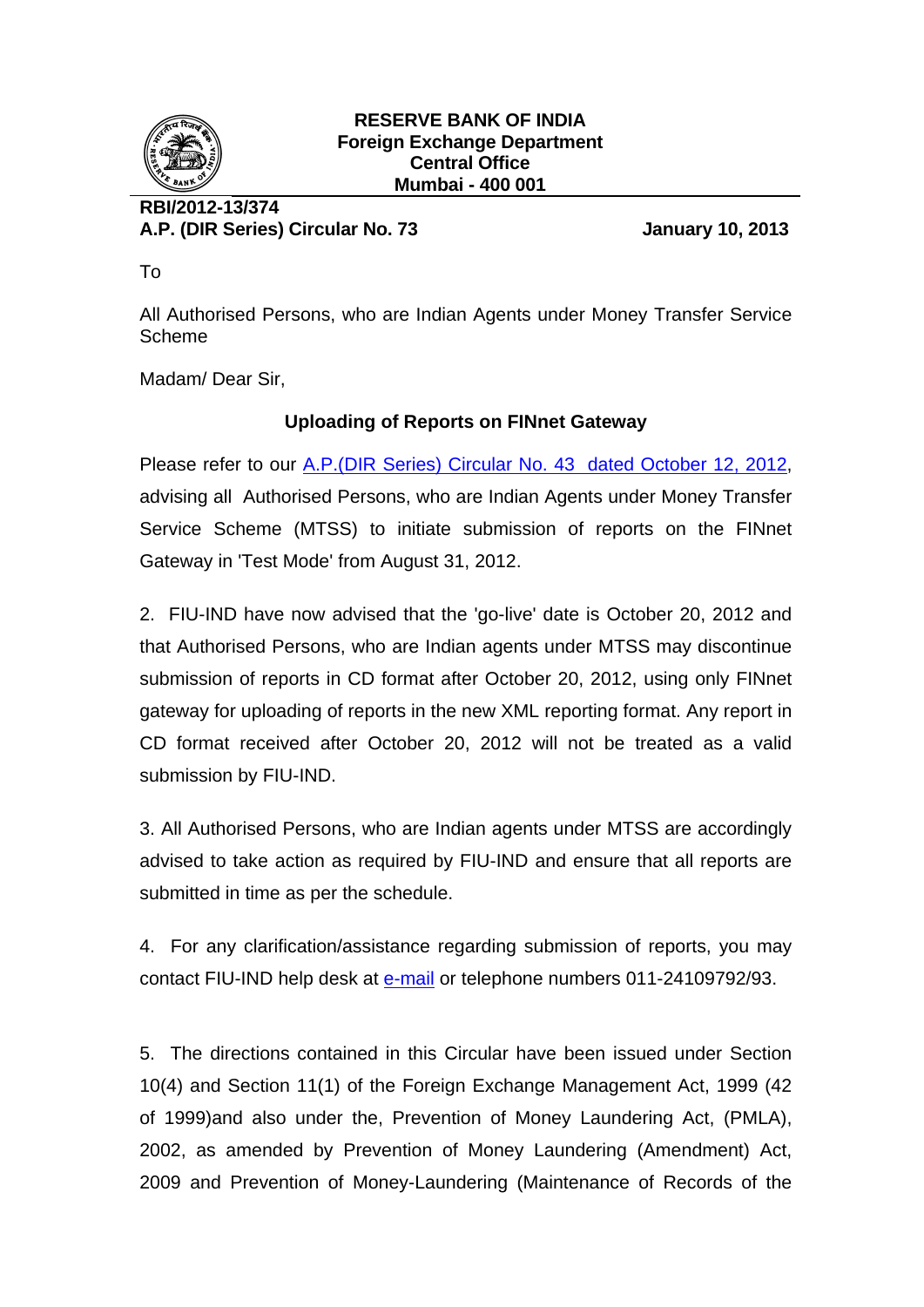**RESERVE BANK OF INDIA**
**Foreign Exchange Department**
**Central Office**
**Mumbai - 400 001**

**RBI/2012-13/374**
**A.P. (DIR Series) Circular No. 73** **January 10, 2013**

To

All Authorised Persons, who are Indian Agents under Money Transfer Service Scheme

Madam/ Dear Sir,

## Uploading of Reports on FINnet Gateway

Please refer to our A.P.(DIR Series) Circular No. 43 dated October 12, 2012, advising all Authorised Persons, who are Indian Agents under Money Transfer Service Scheme (MTSS) to initiate submission of reports on the FINnet Gateway in 'Test Mode' from August 31, 2012.

2. FIU-IND have now advised that the 'go-live' date is October 20, 2012 and that Authorised Persons, who are Indian agents under MTSS may discontinue submission of reports in CD format after October 20, 2012, using only FINnet gateway for uploading of reports in the new XML reporting format. Any report in CD format received after October 20, 2012 will not be treated as a valid submission by FIU-IND.

3. All Authorised Persons, who are Indian agents under MTSS are accordingly advised to take action as required by FIU-IND and ensure that all reports are submitted in time as per the schedule.

4. For any clarification/assistance regarding submission of reports, you may contact FIU-IND help desk at e-mail or telephone numbers 011-24109792/93.

5. The directions contained in this Circular have been issued under Section 10(4) and Section 11(1) of the Foreign Exchange Management Act, 1999 (42 of 1999)and also under the, Prevention of Money Laundering Act, (PMLA), 2002, as amended by Prevention of Money Laundering (Amendment) Act, 2009 and Prevention of Money-Laundering (Maintenance of Records of the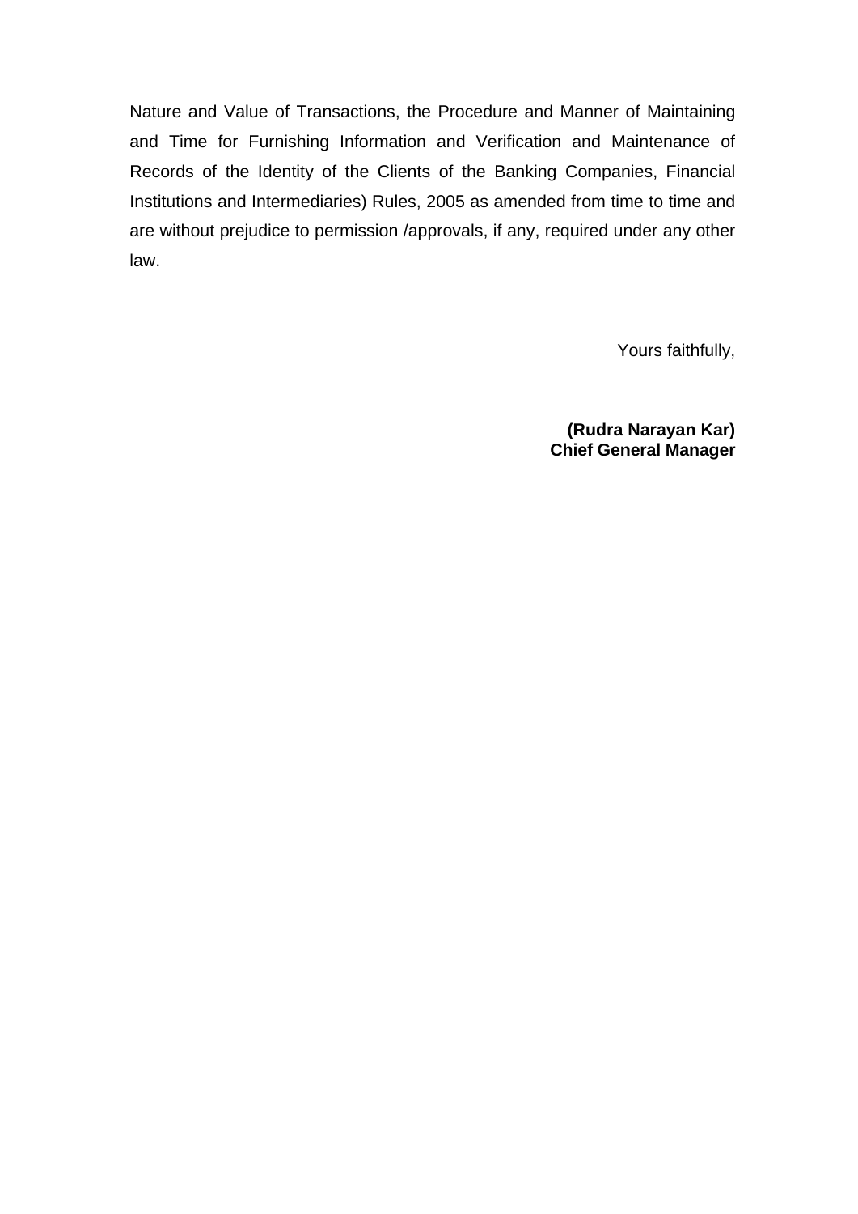Nature and Value of Transactions, the Procedure and Manner of Maintaining and Time for Furnishing Information and Verification and Maintenance of Records of the Identity of the Clients of the Banking Companies, Financial Institutions and Intermediaries) Rules, 2005 as amended from time to time and are without prejudice to permission /approvals, if any, required under any other law.

Yours faithfully,

**(Rudra Narayan Kar)**
**Chief General Manager**